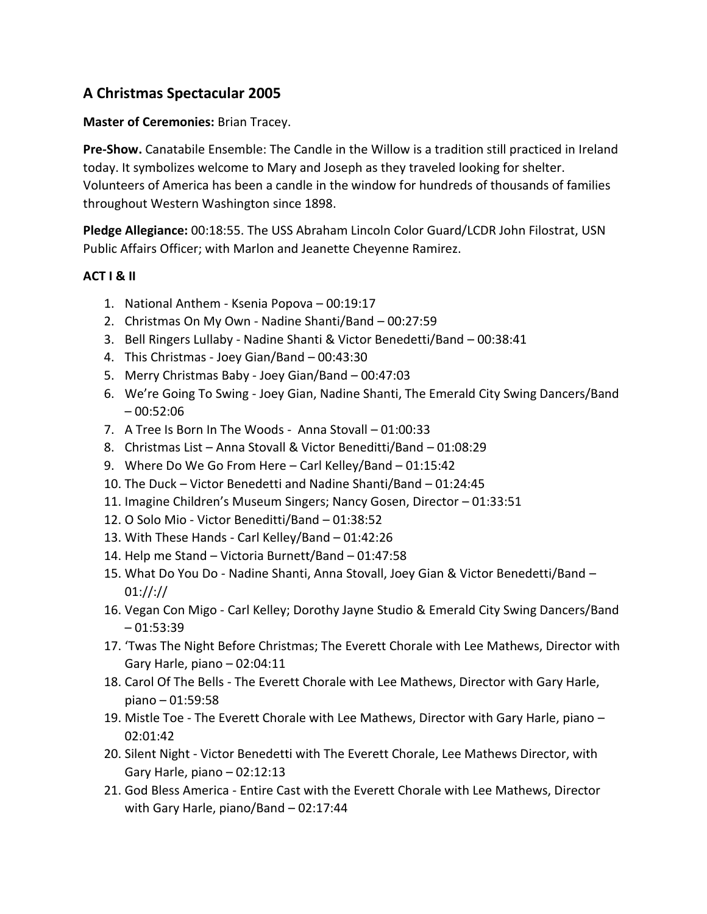## A Christmas Spectacular 2005

**Master of Ceremonies:** Brian Tracey.

**Pre-Show.** Canatabile Ensemble: The Candle in the Willow is a tradition still practiced in Ireland today. It symbolizes welcome to Mary and Joseph as they traveled looking for shelter. Volunteers of America has been a candle in the window for hundreds of thousands of families throughout Western Washington since 1898.

**Pledge Allegiance:** 00:18:55. The USS Abraham Lincoln Color Guard/LCDR John Filostrat, USN Public Affairs Officer; with Marlon and Jeanette Cheyenne Ramirez.

### ACT I & II

1. National Anthem - Ksenia Popova – 00:19:17
2. Christmas On My Own - Nadine Shanti/Band – 00:27:59
3. Bell Ringers Lullaby - Nadine Shanti & Victor Benedetti/Band – 00:38:41
4. This Christmas - Joey Gian/Band – 00:43:30
5. Merry Christmas Baby - Joey Gian/Band – 00:47:03
6. We're Going To Swing - Joey Gian, Nadine Shanti, The Emerald City Swing Dancers/Band – 00:52:06
7. A Tree Is Born In The Woods - Anna Stovall – 01:00:33
8. Christmas List – Anna Stovall & Victor Beneditti/Band – 01:08:29
9. Where Do We Go From Here – Carl Kelley/Band – 01:15:42
10. The Duck – Victor Benedetti and Nadine Shanti/Band – 01:24:45
11. Imagine Children's Museum Singers; Nancy Gosen, Director – 01:33:51
12. O Solo Mio - Victor Beneditti/Band – 01:38:52
13. With These Hands - Carl Kelley/Band – 01:42:26
14. Help me Stand – Victoria Burnett/Band – 01:47:58
15. What Do You Do - Nadine Shanti, Anna Stovall, Joey Gian & Victor Benedetti/Band – 01://://
16. Vegan Con Migo - Carl Kelley; Dorothy Jayne Studio & Emerald City Swing Dancers/Band – 01:53:39
17. 'Twas The Night Before Christmas; The Everett Chorale with Lee Mathews, Director with Gary Harle, piano – 02:04:11
18. Carol Of The Bells - The Everett Chorale with Lee Mathews, Director with Gary Harle, piano – 01:59:58
19. Mistle Toe - The Everett Chorale with Lee Mathews, Director with Gary Harle, piano – 02:01:42
20. Silent Night - Victor Benedetti with The Everett Chorale, Lee Mathews Director, with Gary Harle, piano – 02:12:13
21. God Bless America - Entire Cast with the Everett Chorale with Lee Mathews, Director with Gary Harle, piano/Band – 02:17:44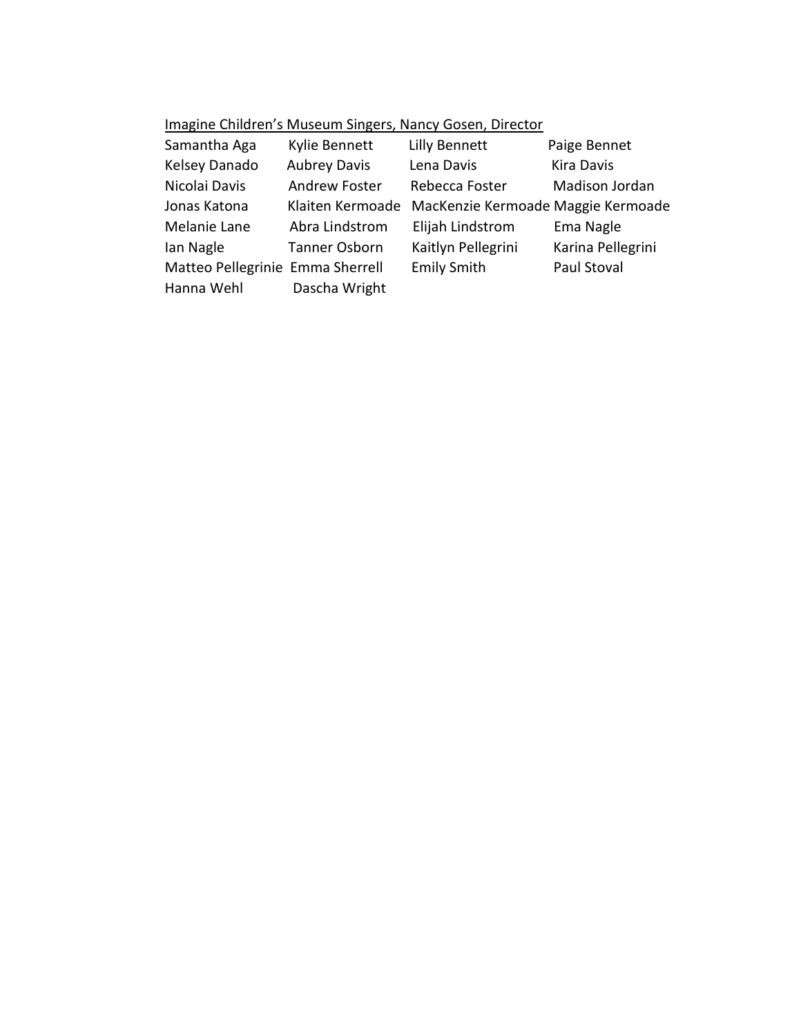Imagine Children's Museum Singers, Nancy Gosen, Director

| | | | |
|---|---|---|---|
| Samantha Aga | Kylie Bennett | Lilly Bennett | Paige Bennet |
| Kelsey Danado | Aubrey Davis | Lena Davis | Kira Davis |
| Nicolai Davis | Andrew Foster | Rebecca Foster | Madison Jordan |
| Jonas Katona | Klaiten Kermoade | MacKenzie Kermoade | Maggie Kermoade |
| Melanie Lane | Abra Lindstrom | Elijah Lindstrom | Ema Nagle |
| Ian Nagle | Tanner Osborn | Kaitlyn Pellegrini | Karina Pellegrini |
| Matteo Pellegrinie | Emma Sherrell | Emily Smith | Paul Stoval |
| Hanna Wehl | Dascha Wright | | |